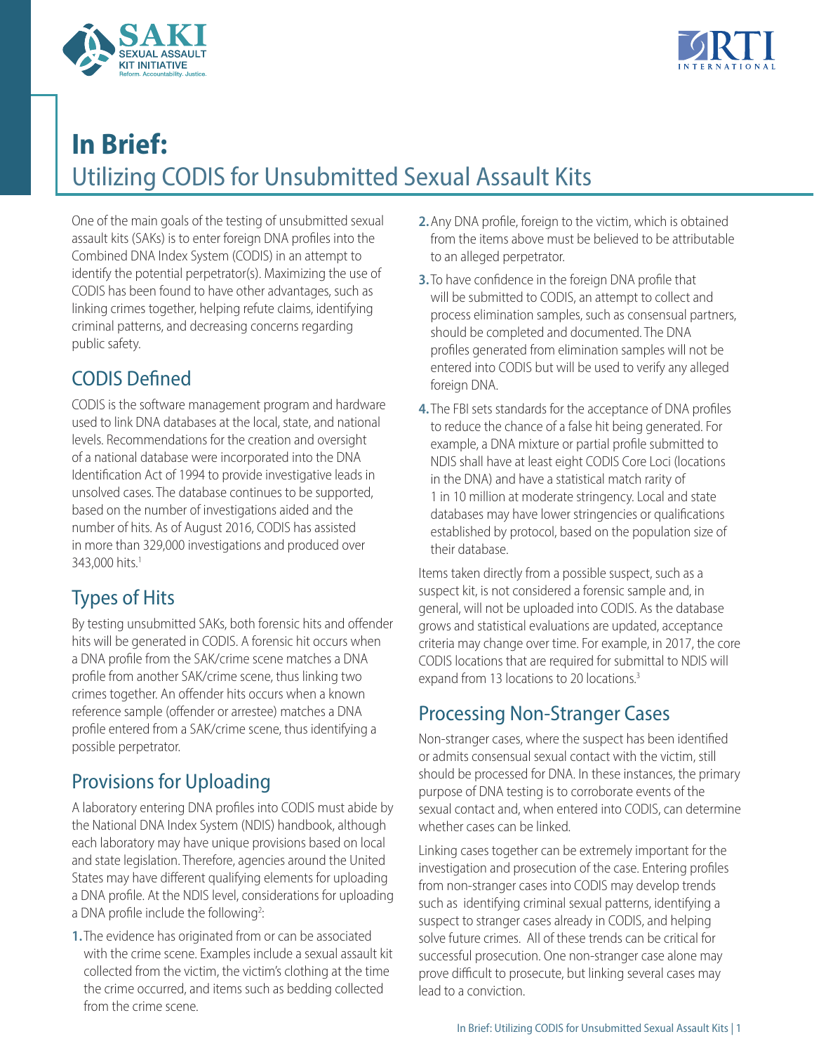# In Brief:

## Utilizing CODIS for Unsubmitted Sexual Assault Kits

One of the main goals of the testing of unsubmitted sexual assault kits (SAKs) is to enter foreign DNA profiles into the Combined DNA Index System (CODIS) in an attempt to identify the potential perpetrator(s). Maximizing the use of CODIS has been found to have other advantages, such as linking crimes together, helping refute claims, identifying criminal patterns, and decreasing concerns regarding public safety.

## CODIS Defined

CODIS is the software management program and hardware used to link DNA databases at the local, state, and national levels. Recommendations for the creation and oversight of a national database were incorporated into the DNA Identification Act of 1994 to provide investigative leads in unsolved cases. The database continues to be supported, based on the number of investigations aided and the number of hits. As of August 2016, CODIS has assisted in more than 329,000 investigations and produced over 343,000 hits.[1]

## Types of Hits

By testing unsubmitted SAKs, both forensic hits and offender hits will be generated in CODIS. A forensic hit occurs when a DNA profile from the SAK/crime scene matches a DNA profile from another SAK/crime scene, thus linking two crimes together. An offender hits occurs when a known reference sample (offender or arrestee) matches a DNA profile entered from a SAK/crime scene, thus identifying a possible perpetrator.

## Provisions for Uploading

A laboratory entering DNA profiles into CODIS must abide by the National DNA Index System (NDIS) handbook, although each laboratory may have unique provisions based on local and state legislation. Therefore, agencies around the United States may have different qualifying elements for uploading a DNA profile. At the NDIS level, considerations for uploading a DNA profile include the following[2]:

1. The evidence has originated from or can be associated with the crime scene. Examples include a sexual assault kit collected from the victim, the victim's clothing at the time the crime occurred, and items such as bedding collected from the crime scene.
2. Any DNA profile, foreign to the victim, which is obtained from the items above must be believed to be attributable to an alleged perpetrator.
3. To have confidence in the foreign DNA profile that will be submitted to CODIS, an attempt to collect and process elimination samples, such as consensual partners, should be completed and documented. The DNA profiles generated from elimination samples will not be entered into CODIS but will be used to verify any alleged foreign DNA.
4. The FBI sets standards for the acceptance of DNA profiles to reduce the chance of a false hit being generated. For example, a DNA mixture or partial profile submitted to NDIS shall have at least eight CODIS Core Loci (locations in the DNA) and have a statistical match rarity of 1 in 10 million at moderate stringency. Local and state databases may have lower stringencies or qualifications established by protocol, based on the population size of their database.

Items taken directly from a possible suspect, such as a suspect kit, is not considered a forensic sample and, in general, will not be uploaded into CODIS. As the database grows and statistical evaluations are updated, acceptance criteria may change over time. For example, in 2017, the core CODIS locations that are required for submittal to NDIS will expand from 13 locations to 20 locations.[3]

## Processing Non-Stranger Cases

Non-stranger cases, where the suspect has been identified or admits consensual sexual contact with the victim, still should be processed for DNA. In these instances, the primary purpose of DNA testing is to corroborate events of the sexual contact and, when entered into CODIS, can determine whether cases can be linked.

Linking cases together can be extremely important for the investigation and prosecution of the case. Entering profiles from non-stranger cases into CODIS may develop trends such as identifying criminal sexual patterns, identifying a suspect to stranger cases already in CODIS, and helping solve future crimes. All of these trends can be critical for successful prosecution. One non-stranger case alone may prove difficult to prosecute, but linking several cases may lead to a conviction.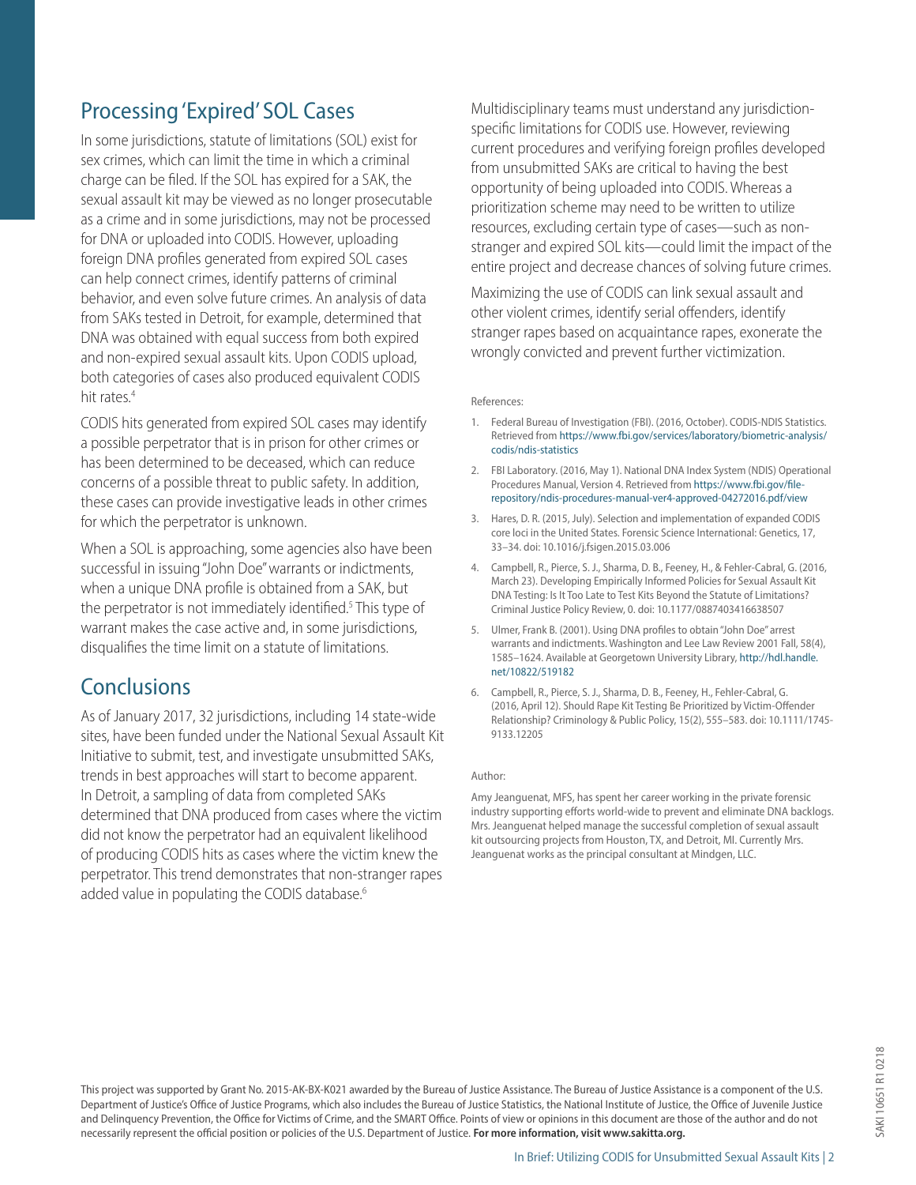## Processing 'Expired' SOL Cases

In some jurisdictions, statute of limitations (SOL) exist for sex crimes, which can limit the time in which a criminal charge can be filed. If the SOL has expired for a SAK, the sexual assault kit may be viewed as no longer prosecutable as a crime and in some jurisdictions, may not be processed for DNA or uploaded into CODIS. However, uploading foreign DNA profiles generated from expired SOL cases can help connect crimes, identify patterns of criminal behavior, and even solve future crimes. An analysis of data from SAKs tested in Detroit, for example, determined that DNA was obtained with equal success from both expired and non-expired sexual assault kits. Upon CODIS upload, both categories of cases also produced equivalent CODIS hit rates.[4]

CODIS hits generated from expired SOL cases may identify a possible perpetrator that is in prison for other crimes or has been determined to be deceased, which can reduce concerns of a possible threat to public safety. In addition, these cases can provide investigative leads in other crimes for which the perpetrator is unknown.

When a SOL is approaching, some agencies also have been successful in issuing "John Doe" warrants or indictments, when a unique DNA profile is obtained from a SAK, but the perpetrator is not immediately identified.[5] This type of warrant makes the case active and, in some jurisdictions, disqualifies the time limit on a statute of limitations.

## Conclusions

As of January 2017, 32 jurisdictions, including 14 state-wide sites, have been funded under the National Sexual Assault Kit Initiative to submit, test, and investigate unsubmitted SAKs, trends in best approaches will start to become apparent. In Detroit, a sampling of data from completed SAKs determined that DNA produced from cases where the victim did not know the perpetrator had an equivalent likelihood of producing CODIS hits as cases where the victim knew the perpetrator. This trend demonstrates that non-stranger rapes added value in populating the CODIS database.[6]

Multidisciplinary teams must understand any jurisdiction-specific limitations for CODIS use. However, reviewing current procedures and verifying foreign profiles developed from unsubmitted SAKs are critical to having the best opportunity of being uploaded into CODIS. Whereas a prioritization scheme may need to be written to utilize resources, excluding certain type of cases—such as non-stranger and expired SOL kits—could limit the impact of the entire project and decrease chances of solving future crimes.

Maximizing the use of CODIS can link sexual assault and other violent crimes, identify serial offenders, identify stranger rapes based on acquaintance rapes, exonerate the wrongly convicted and prevent further victimization.

References:

1. Federal Bureau of Investigation (FBI). (2016, October). CODIS-NDIS Statistics. Retrieved from https://www.fbi.gov/services/laboratory/biometric-analysis/codis/ndis-statistics
2. FBI Laboratory. (2016, May 1). National DNA Index System (NDIS) Operational Procedures Manual, Version 4. Retrieved from https://www.fbi.gov/file-repository/ndis-procedures-manual-ver4-approved-04272016.pdf/view
3. Hares, D. R. (2015, July). Selection and implementation of expanded CODIS core loci in the United States. Forensic Science International: Genetics, 17, 33–34. doi: 10.1016/j.fsigen.2015.03.006
4. Campbell, R., Pierce, S. J., Sharma, D. B., Feeney, H., & Fehler-Cabral, G. (2016, March 23). Developing Empirically Informed Policies for Sexual Assault Kit DNA Testing: Is It Too Late to Test Kits Beyond the Statute of Limitations? Criminal Justice Policy Review, 0. doi: 10.1177/0887403416638507
5. Ulmer, Frank B. (2001). Using DNA profiles to obtain "John Doe" arrest warrants and indictments. Washington and Lee Law Review 2001 Fall, 58(4), 1585–1624. Available at Georgetown University Library, http://hdl.handle.net/10822/519182
6. Campbell, R., Pierce, S. J., Sharma, D. B., Feeney, H., Fehler-Cabral, G. (2016, April 12). Should Rape Kit Testing Be Prioritized by Victim-Offender Relationship? Criminology & Public Policy, 15(2), 555–583. doi: 10.1111/1745-9133.12205

Author:

Amy Jeanguenat, MFS, has spent her career working in the private forensic industry supporting efforts world-wide to prevent and eliminate DNA backlogs. Mrs. Jeanguenat helped manage the successful completion of sexual assault kit outsourcing projects from Houston, TX, and Detroit, MI. Currently Mrs. Jeanguenat works as the principal consultant at Mindgen, LLC.

This project was supported by Grant No. 2015-AK-BX-K021 awarded by the Bureau of Justice Assistance. The Bureau of Justice Assistance is a component of the U.S. Department of Justice's Office of Justice Programs, which also includes the Bureau of Justice Statistics, the National Institute of Justice, the Office of Juvenile Justice and Delinquency Prevention, the Office for Victims of Crime, and the SMART Office. Points of view or opinions in this document are those of the author and do not necessarily represent the official position or policies of the U.S. Department of Justice. **For more information, visit www.sakitta.org.**

SAKI 10651 R1 0218